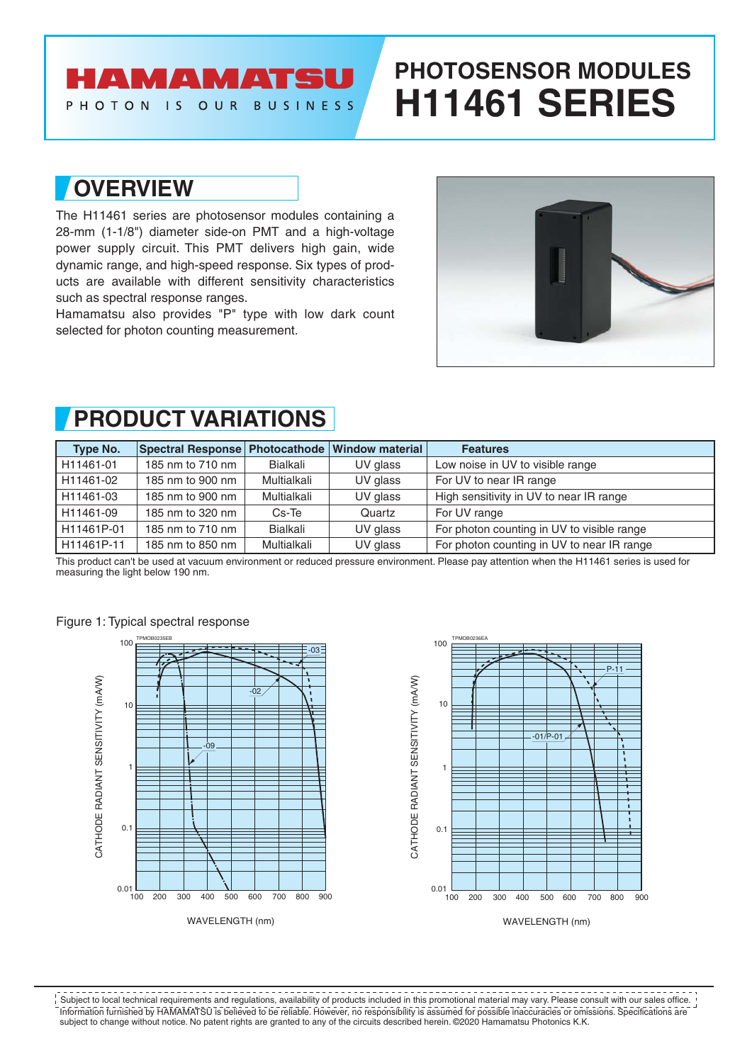# PHOTOSENSOR MODULES H11461 SERIES

## OVERVIEW

The H11461 series are photosensor modules containing a 28-mm (1-1/8") diameter side-on PMT and a high-voltage power supply circuit. This PMT delivers high gain, wide dynamic range, and high-speed response. Six types of products are available with different sensitivity characteristics such as spectral response ranges.
Hamamatsu also provides "P" type with low dark count selected for photon counting measurement.

## PRODUCT VARIATIONS

| Type No. | Spectral Response | Photocathode | Window material | Features |
|---|---|---|---|---|
| H11461-01 | 185 nm to 710 nm | Bialkali | UV glass | Low noise in UV to visible range |
| H11461-02 | 185 nm to 900 nm | Multialkali | UV glass | For UV to near IR range |
| H11461-03 | 185 nm to 900 nm | Multialkali | UV glass | High sensitivity in UV to near IR range |
| H11461-09 | 185 nm to 320 nm | Cs-Te | Quartz | For UV range |
| H11461P-01 | 185 nm to 710 nm | Bialkali | UV glass | For photon counting in UV to visible range |
| H11461P-11 | 185 nm to 850 nm | Multialkali | UV glass | For photon counting in UV to near IR range |

This product can't be used at vacuum environment or reduced pressure environment. Please pay attention when the H11461 series is used for measuring the light below 190 nm.

Figure 1: Typical spectral response

Subject to local technical requirements and regulations, availability of products included in this promotional material may vary. Please consult with our sales office. Information furnished by HAMAMATSU is believed to be reliable. However, no responsibility is assumed for possible inaccuracies or omissions. Specifications are subject to change without notice. No patent rights are granted to any of the circuits described herein. ©2020 Hamamatsu Photonics K.K.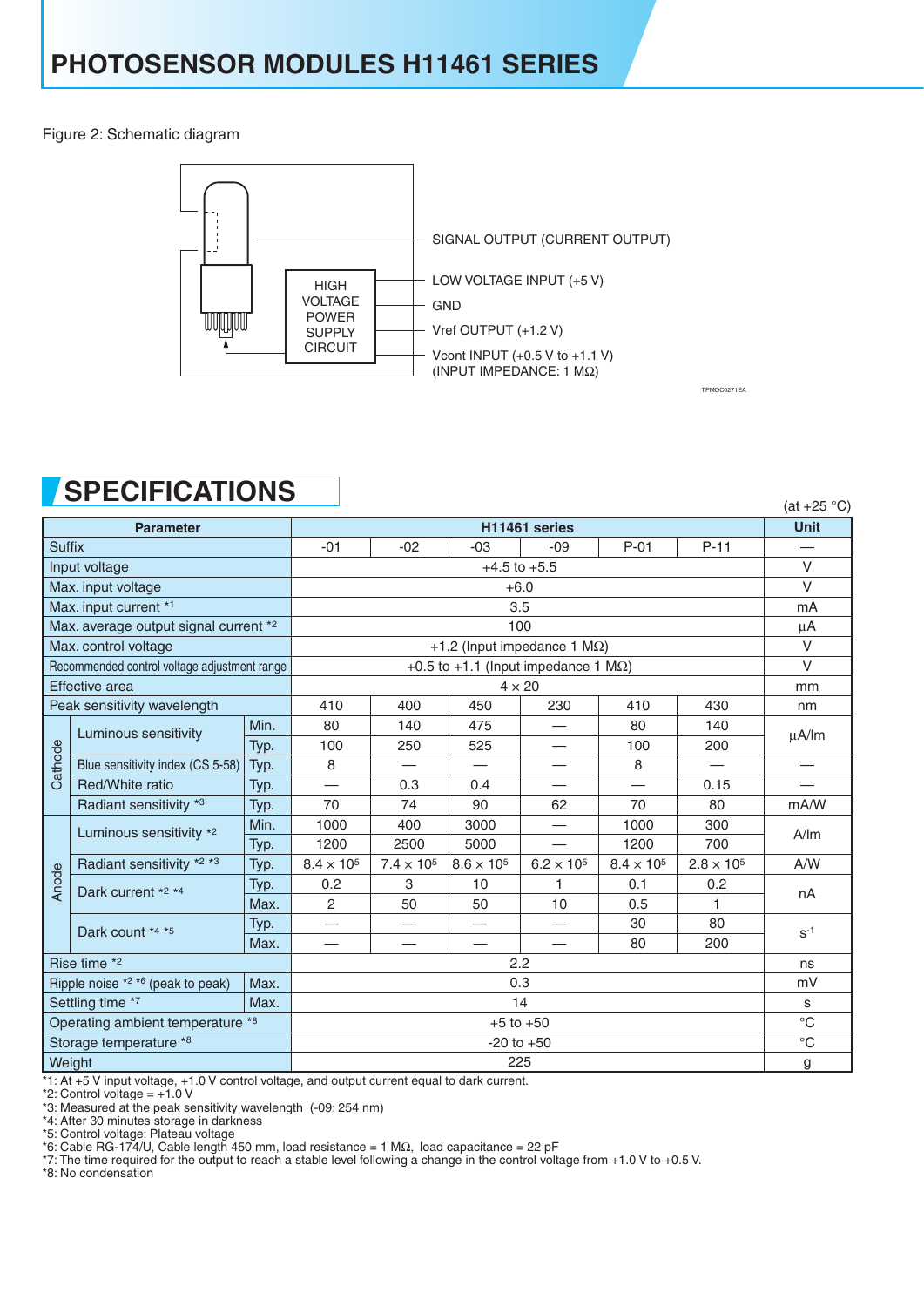# PHOTOSENSOR MODULES H11461 SERIES

Figure 2: Schematic diagram

SIGNAL OUTPUT (CURRENT OUTPUT)

HIGH VOLTAGE POWER SUPPLY CIRCUIT

LOW VOLTAGE INPUT (+5 V)

GND

Vref OUTPUT (+1.2 V)

Vcont INPUT (+0.5 V to +1.1 V)
(INPUT IMPEDANCE: 1 MΩ)

TPMOC0271EA

## SPECIFICATIONS

(at +25 °C)

| Parameter | | | -01 | -02 | -03 | -09 | P-01 | P-11 | Unit |
|---|---|---|---|---|---|---|---|---|---|
| Suffix | | | -01 | -02 | -03 | -09 | P-01 | P-11 | — |
| Input voltage | | | +4.5 to +5.5 | | | | | | V |
| Max. input voltage | | | +6.0 | | | | | | V |
| Max. input current *1 | | | 3.5 | | | | | | mA |
| Max. average output signal current *2 | | | 100 | | | | | | µA |
| Max. control voltage | | | +1.2 (Input impedance 1 MΩ) | | | | | | V |
| Recommended control voltage adjustment range | | | +0.5 to +1.1 (Input impedance 1 MΩ) | | | | | | V |
| Effective area | | | 4 × 20 | | | | | | mm |
| Peak sensitivity wavelength | | | 410 | 400 | 450 | 230 | 410 | 430 | nm |
| Cathode | Luminous sensitivity | Min. | 80 | 140 | 475 | — | 80 | 140 | µA/lm |
| | | Typ. | 100 | 250 | 525 | — | 100 | 200 | |
| | Blue sensitivity index (CS 5-58) | Typ. | 8 | — | — | — | 8 | — | — |
| | Red/White ratio | Typ. | — | 0.3 | 0.4 | — | — | 0.15 | — |
| | Radiant sensitivity *3 | Typ. | 70 | 74 | 90 | 62 | 70 | 80 | mA/W |
| Anode | Luminous sensitivity *2 | Min. | 1000 | 400 | 3000 | — | 1000 | 300 | A/lm |
| | | Typ. | 1200 | 2500 | 5000 | — | 1200 | 700 | |
| | Radiant sensitivity *2 *3 | Typ. | $8.4 \times 10^5$ | $7.4 \times 10^5$ | $8.6 \times 10^5$ | $6.2 \times 10^5$ | $8.4 \times 10^5$ | $2.8 \times 10^5$ | A/W |
| | Dark current *2 *4 | Typ. | 0.2 | 3 | 10 | 1 | 0.1 | 0.2 | nA |
| | | Max. | 2 | 50 | 50 | 10 | 0.5 | 1 | |
| | Dark count *4 *5 | Typ. | — | — | — | — | 30 | 80 | $s^{-1}$ |
| | | Max. | — | — | — | — | 80 | 200 | |
| Rise time *2 | | | 2.2 | | | | | | ns |
| Ripple noise *2 *6 (peak to peak) | | Max. | 0.3 | | | | | | mV |
| Settling time *7 | | Max. | 14 | | | | | | s |
| Operating ambient temperature *8 | | | +5 to +50 | | | | | | °C |
| Storage temperature *8 | | | -20 to +50 | | | | | | °C |
| Weight | | | 225 | | | | | | g |

*1: At +5 V input voltage, +1.0 V control voltage, and output current equal to dark current.
*2: Control voltage = +1.0 V
*3: Measured at the peak sensitivity wavelength (-09: 254 nm)
*4: After 30 minutes storage in darkness
*5: Control voltage: Plateau voltage
*6: Cable RG-174/U, Cable length 450 mm, load resistance = 1 MΩ, load capacitance = 22 pF
*7: The time required for the output to reach a stable level following a change in the control voltage from +1.0 V to +0.5 V.
*8: No condensation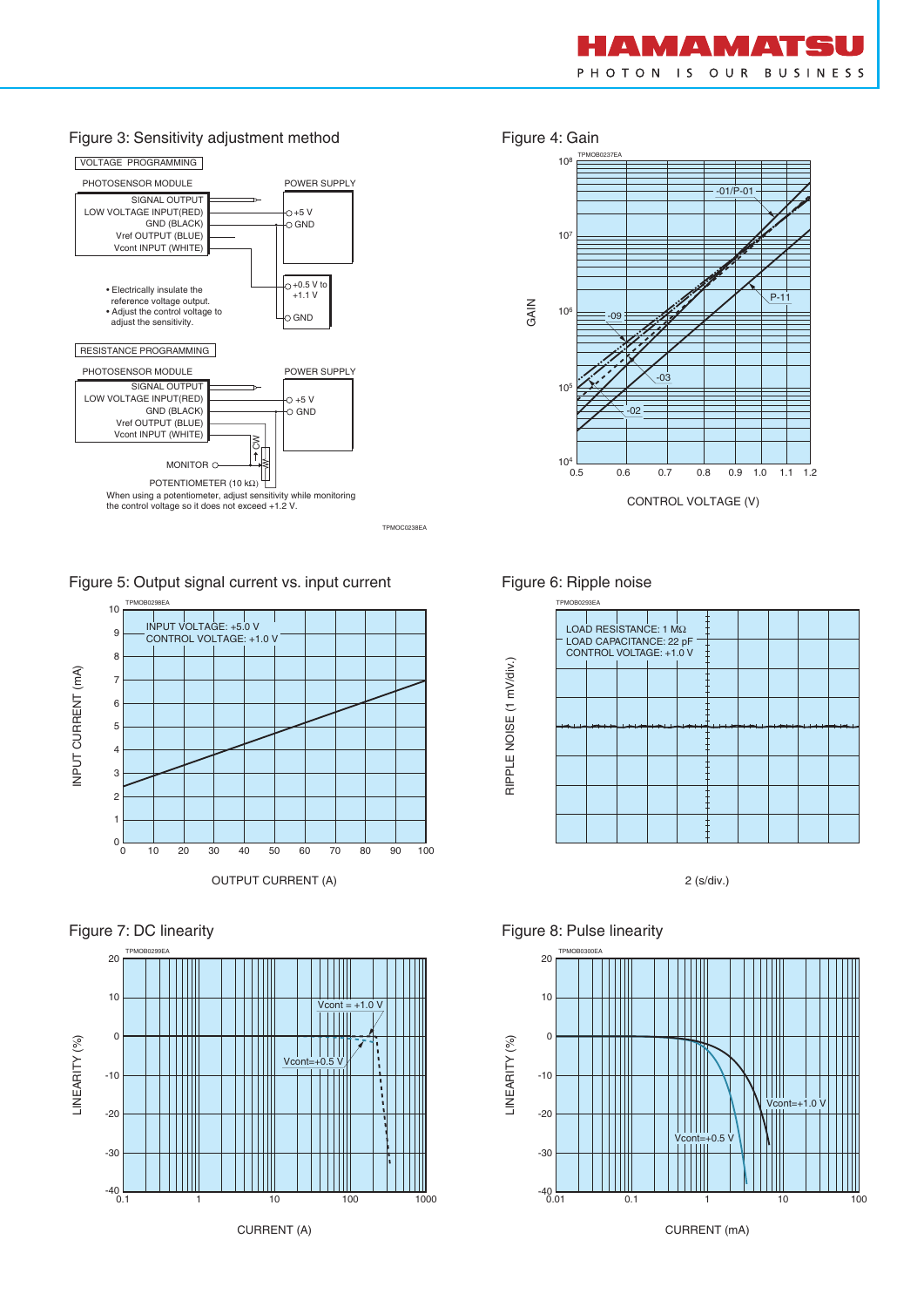## Figure 3: Sensitivity adjustment method

VOLTAGE PROGRAMMING

PHOTOSENSOR MODULE

- SIGNAL OUTPUT
- LOW VOLTAGE INPUT(RED)
- GND (BLACK)
- Vref OUTPUT (BLUE)
- Vcont INPUT (WHITE)

POWER SUPPLY

- +5 V
- GND
- +0.5 V to +1.1 V
- GND

• Electrically insulate the reference voltage output.
• Adjust the control voltage to adjust the sensitivity.

RESISTANCE PROGRAMMING

PHOTOSENSOR MODULE

- SIGNAL OUTPUT
- LOW VOLTAGE INPUT(RED)
- GND (BLACK)
- Vref OUTPUT (BLUE)
- Vcont INPUT (WHITE)

POWER SUPPLY

- +5 V
- GND

MONITOR

POTENTIOMETER (10 kΩ)

When using a potentiometer, adjust sensitivity while monitoring the control voltage so it does not exceed +1.2 V.

TPMOC0238EA

## Figure 4: Gain

TPMOB0237EA

GAIN vs. CONTROL VOLTAGE (V): curves -01/P-01, P-11, -09, -03, -02

## Figure 5: Output signal current vs. input current

TPMOB0298EA

INPUT VOLTAGE: +5.0 V
CONTROL VOLTAGE: +1.0 V

INPUT CURRENT (mA) vs. OUTPUT CURRENT (A)

## Figure 6: Ripple noise

TPMOB0293EA

LOAD RESISTANCE: 1 MΩ
LOAD CAPACITANCE: 22 pF
CONTROL VOLTAGE: +1.0 V

RIPPLE NOISE (1 mV/div.)

2 (s/div.)

## Figure 7: DC linearity

TPMOB0299EA

Vcont = +1.0 V
Vcont=+0.5 V

LINEARITY (%) vs. CURRENT (A)

## Figure 8: Pulse linearity

TPMOB0300EA

Vcont=+1.0 V
Vcont=+0.5 V

LINEARITY (%) vs. CURRENT (mA)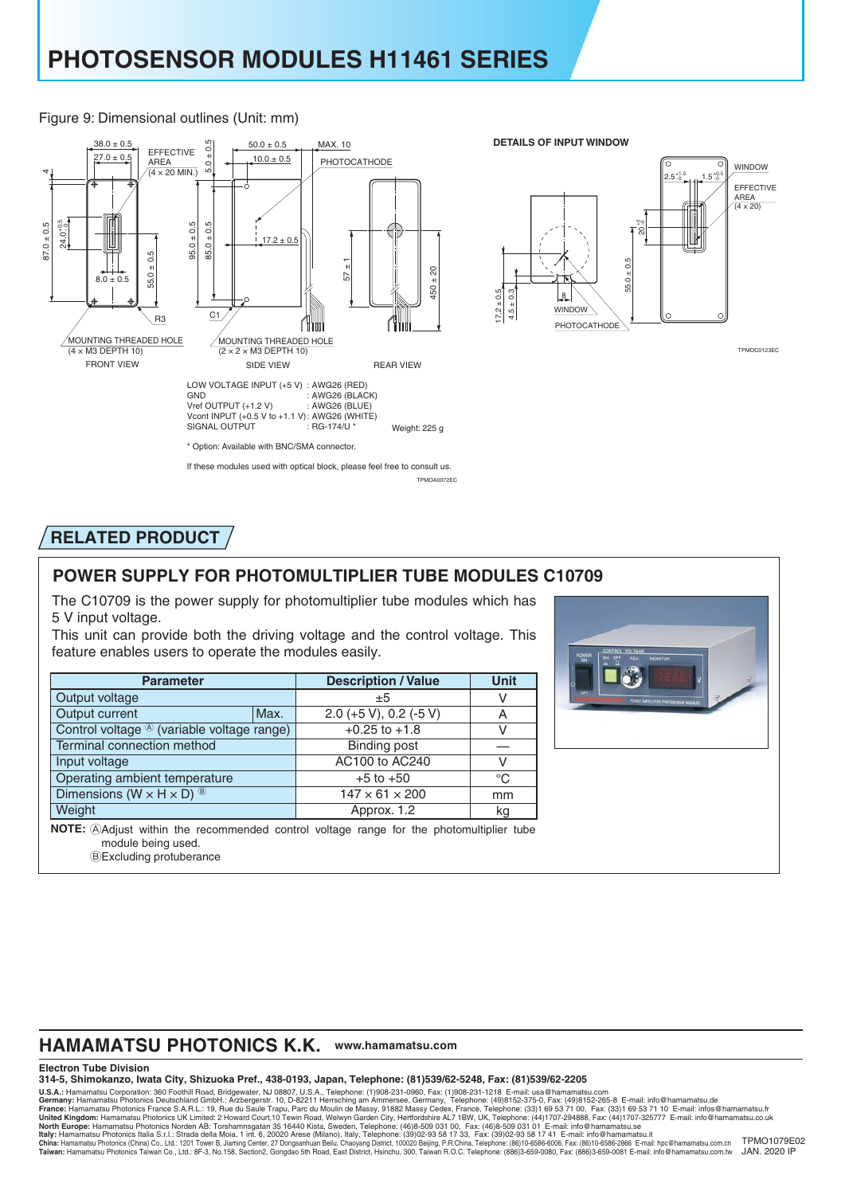# PHOTOSENSOR MODULES H11461 SERIES

Figure 9: Dimensional outlines (Unit: mm)

38.0 ± 0.5
27.0 ± 0.5
EFFECTIVE AREA (4 × 20 MIN.)
4
87.0 ± 0.5
24.0
8.0 ± 0.5
55.0 ± 0.5
R3
MOUNTING THREADED HOLE (4 × M3 DEPTH 10)
FRONT VIEW

5.0 ± 0.5
50.0 ± 0.5
10.0 ± 0.5
MAX. 10
PHOTOCATHODE
95.0 ± 0.5
85.0 ± 0.5
17.2 ± 0.5
C1
MOUNTING THREADED HOLE (2 × 2 × M3 DEPTH 10)
SIDE VIEW

57 ± 1
450 ± 20
REAR VIEW

LOW VOLTAGE INPUT (+5 V) : AWG26 (RED)
GND : AWG26 (BLACK)
Vref OUTPUT (+1.2 V) : AWG26 (BLUE)
Vcont INPUT (+0.5 V to +1.1 V): AWG26 (WHITE)
SIGNAL OUTPUT : RG-174/U *

Weight: 225 g

\* Option: Available with BNC/SMA connector.

If these modules used with optical block, please feel free to consult us.

TPMOA0072EC

DETAILS OF INPUT WINDOW

2.5
1.5
WINDOW
EFFECTIVE AREA (4 × 20)
20
55.0 ± 0.5
17.2 ± 0.5
4.5 ± 0.3
8
WINDOW
PHOTOCATHODE

TPMOC0123EC

## RELATED PRODUCT

### POWER SUPPLY FOR PHOTOMULTIPLIER TUBE MODULES C10709

The C10709 is the power supply for photomultiplier tube modules which has 5 V input voltage.
This unit can provide both the driving voltage and the control voltage. This feature enables users to operate the modules easily.

| Parameter | | Description / Value | Unit |
|---|---|---|---|
| Output voltage | | ±5 | V |
| Output current | Max. | 2.0 (+5 V), 0.2 (-5 V) | A |
| Control voltage Ⓐ (variable voltage range) | | +0.25 to +1.8 | V |
| Terminal connection method | | Binding post | — |
| Input voltage | | AC100 to AC240 | V |
| Operating ambient temperature | | +5 to +50 | °C |
| Dimensions (W × H × D) Ⓑ | | 147 × 61 × 200 | mm |
| Weight | | Approx. 1.2 | kg |

**NOTE:** ⒶAdjust within the recommended control voltage range for the photomultiplier tube module being used.
ⒷExcluding protuberance

## HAMAMATSU PHOTONICS K.K. www.hamamatsu.com

**Electron Tube Division**
**314-5, Shimokanzo, Iwata City, Shizuoka Pref., 438-0193, Japan, Telephone: (81)539/62-5248, Fax: (81)539/62-2205**

**U.S.A.:** Hamamatsu Corporation: 360 Foothill Road, Bridgewater, NJ 08807, U.S.A., Telephone: (1)908-231-0960, Fax: (1)908-231-1218 E-mail: usa@hamamatsu.com
**Germany:** Hamamatsu Photonics Deutschland GmbH.: Arzbergerstr. 10, D-82211 Herrsching am Ammersee, Germany, Telephone: (49)8152-375-0, Fax: (49)8152-265-8 E-mail: info@hamamatsu.de
**France:** Hamamatsu Photonics France S.A.R.L.: 19, Rue du Saule Trapu, Parc du Moulin de Massy, 91882 Massy Cedex, France, Telephone: (33)1 69 53 71 00, Fax: (33)1 69 53 71 10 E-mail: infos@hamamatsu.fr
**United Kingdom:** Hamamatsu Photonics UK Limited: 2 Howard Court,10 Tewin Road, Welwyn Garden City, Hertfordshire AL7 1BW, UK, Telephone: (44)1707-294888, Fax: (44)1707-325777 E-mail: info@hamamatsu.co.uk
**North Europe:** Hamamatsu Photonics Norden AB: Torshamnsgatan 35 16440 Kista, Sweden, Telephone: (46)8-509 031 00, Fax: (46)8-509 031 01 E-mail: info@hamamatsu.se
**Italy:** Hamamatsu Photonics Italia S.r.l.: Strada della Moia, 1 int. 6, 20020 Arese (Milano), Italy, Telephone: (39)02-93 58 17 33, Fax: (39)02-93 58 17 41 E-mail: info@hamamatsu.it
**China:** Hamamatsu Photonics (China) Co., Ltd.: 1201 Tower B, Jiaming Center, 27 Dongsanhuan Beilu, Chaoyang District, 100020 Beijing, P.R.China, Telephone: (86)10-6586-6006, Fax: (86)10-6586-2866 E-mail: hpc@hamamatsu.com.cn
**Taiwan:** Hamamatsu Photonics Taiwan Co., Ltd.: 8F-3, No.158, Section2, Gongdao 5th Road, East District, Hsinchu, 300, Taiwan R.O.C. Telephone: (886)3-659-0080, Fax: (886)3-659-0081 E-mail: info@hamamatsu.com.tw

TPMO1079E02
JAN. 2020 IP